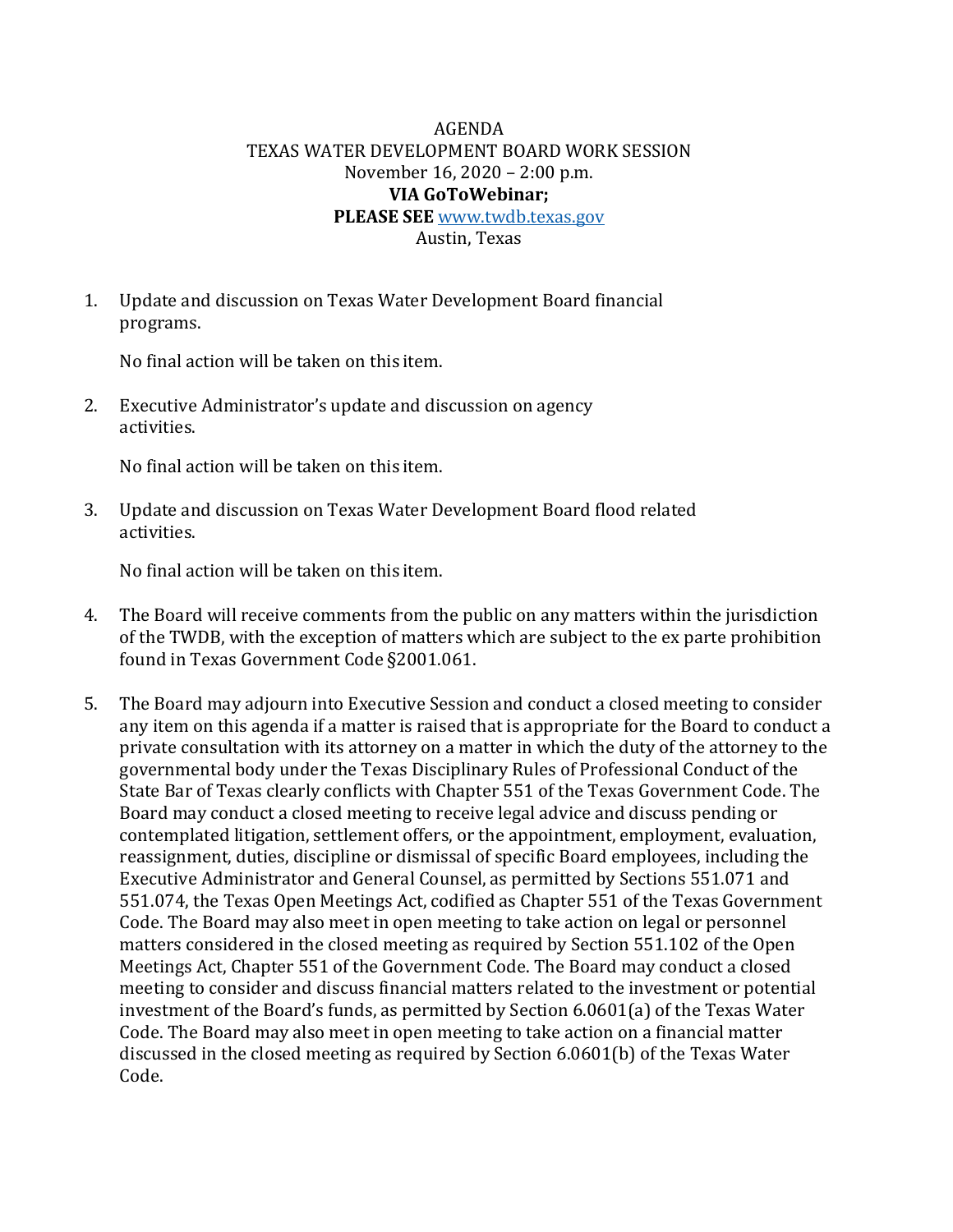# AGENDA
## TEXAS WATER DEVELOPMENT BOARD WORK SESSION

November 16, 2020 – 2:00 p.m.

**VIA GoToWebinar;**

**PLEASE SEE** www.twdb.texas.gov

Austin, Texas

1. Update and discussion on Texas Water Development Board financial programs.

   No final action will be taken on this item.

2. Executive Administrator's update and discussion on agency activities.

   No final action will be taken on this item.

3. Update and discussion on Texas Water Development Board flood related activities.

   No final action will be taken on this item.

4. The Board will receive comments from the public on any matters within the jurisdiction of the TWDB, with the exception of matters which are subject to the ex parte prohibition found in Texas Government Code §2001.061.

5. The Board may adjourn into Executive Session and conduct a closed meeting to consider any item on this agenda if a matter is raised that is appropriate for the Board to conduct a private consultation with its attorney on a matter in which the duty of the attorney to the governmental body under the Texas Disciplinary Rules of Professional Conduct of the State Bar of Texas clearly conflicts with Chapter 551 of the Texas Government Code. The Board may conduct a closed meeting to receive legal advice and discuss pending or contemplated litigation, settlement offers, or the appointment, employment, evaluation, reassignment, duties, discipline or dismissal of specific Board employees, including the Executive Administrator and General Counsel, as permitted by Sections 551.071 and 551.074, the Texas Open Meetings Act, codified as Chapter 551 of the Texas Government Code. The Board may also meet in open meeting to take action on legal or personnel matters considered in the closed meeting as required by Section 551.102 of the Open Meetings Act, Chapter 551 of the Government Code. The Board may conduct a closed meeting to consider and discuss financial matters related to the investment or potential investment of the Board's funds, as permitted by Section 6.0601(a) of the Texas Water Code. The Board may also meet in open meeting to take action on a financial matter discussed in the closed meeting as required by Section 6.0601(b) of the Texas Water Code.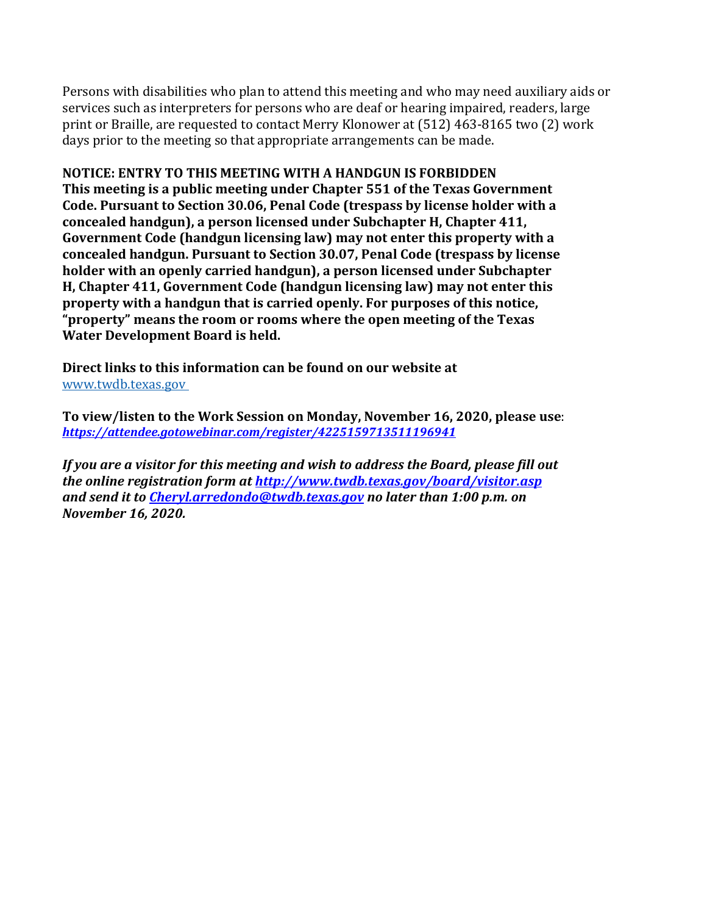Persons with disabilities who plan to attend this meeting and who may need auxiliary aids or services such as interpreters for persons who are deaf or hearing impaired, readers, large print or Braille, are requested to contact Merry Klonower at (512) 463-8165 two (2) work days prior to the meeting so that appropriate arrangements can be made.

**NOTICE: ENTRY TO THIS MEETING WITH A HANDGUN IS FORBIDDEN**
**This meeting is a public meeting under Chapter 551 of the Texas Government Code. Pursuant to Section 30.06, Penal Code (trespass by license holder with a concealed handgun), a person licensed under Subchapter H, Chapter 411, Government Code (handgun licensing law) may not enter this property with a concealed handgun. Pursuant to Section 30.07, Penal Code (trespass by license holder with an openly carried handgun), a person licensed under Subchapter H, Chapter 411, Government Code (handgun licensing law) may not enter this property with a handgun that is carried openly. For purposes of this notice, "property" means the room or rooms where the open meeting of the Texas Water Development Board is held.**

**Direct links to this information can be found on our website at**
www.twdb.texas.gov

**To view/listen to the Work Session on Monday, November 16, 2020, please use**:
***https://attendee.gotowebinar.com/register/4225159713511196941***

***If you are a visitor for this meeting and wish to address the Board, please fill out the online registration form at http://www.twdb.texas.gov/board/visitor.asp and send it to Cheryl.arredondo@twdb.texas.gov no later than 1:00 p.m. on November 16, 2020.***